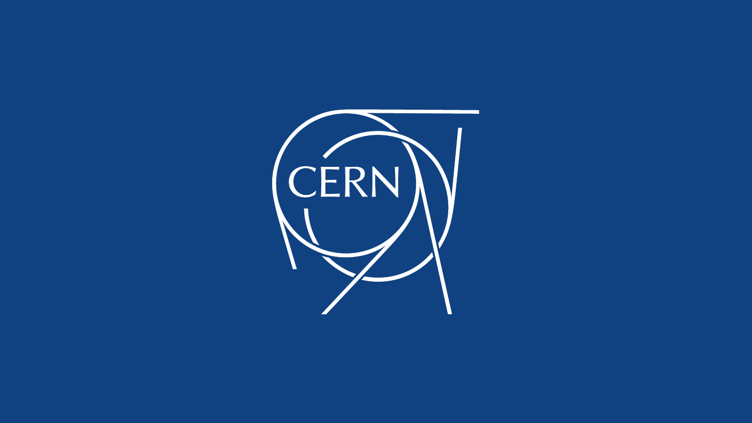CERN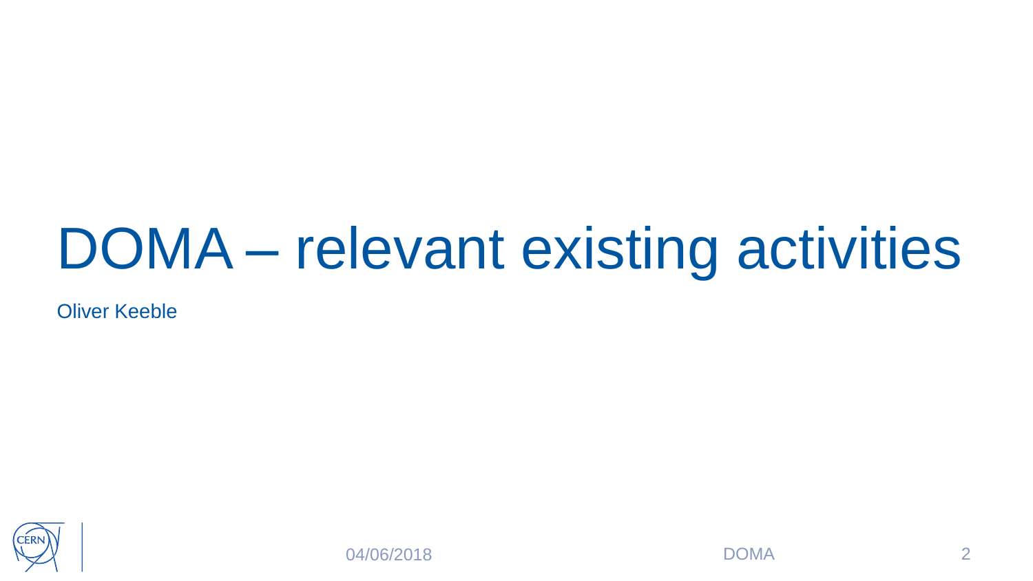# DOMA – relevant existing activities

Oliver Keeble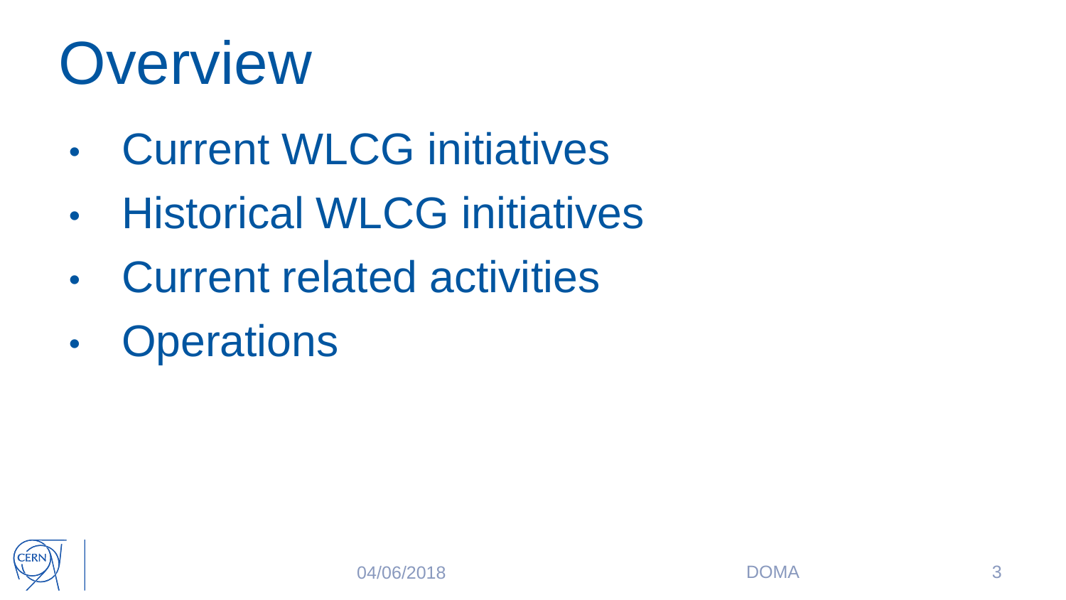# Overview

- Current WLCG initiatives
- Historical WLCG initiatives
- Current related activities
- Operations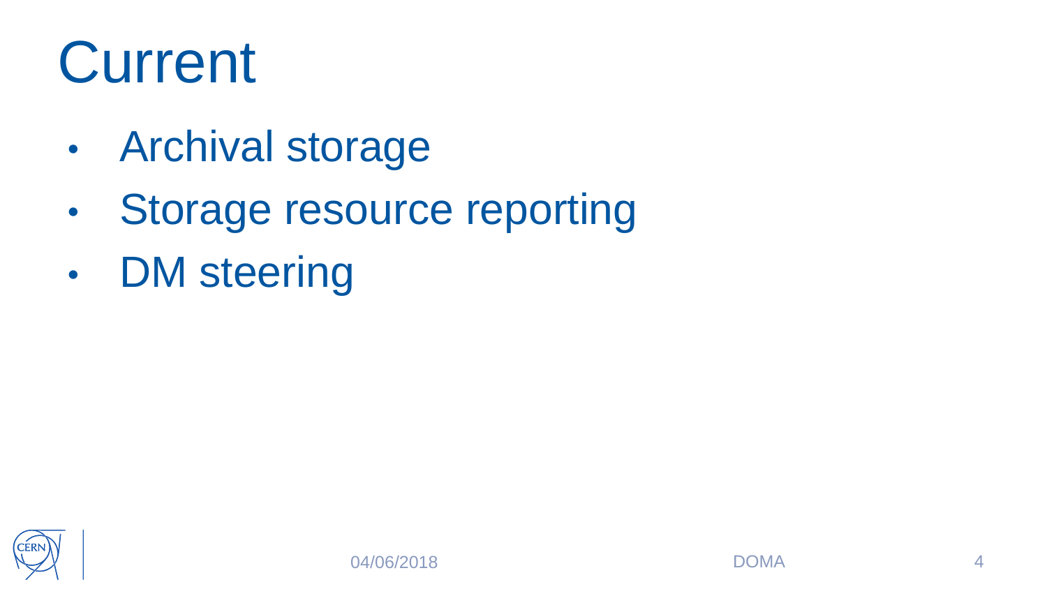# Current

- Archival storage
- Storage resource reporting
- DM steering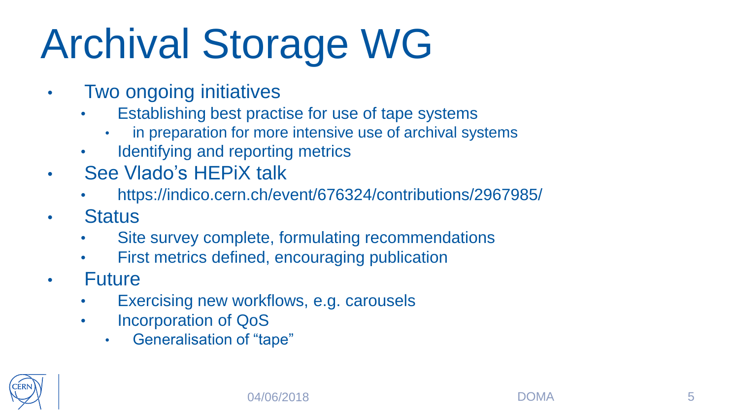# Archival Storage WG

- Two ongoing initiatives
  - Establishing best practise for use of tape systems
    - in preparation for more intensive use of archival systems
  - Identifying and reporting metrics
- See Vlado's HEPiX talk
  - https://indico.cern.ch/event/676324/contributions/2967985/
- Status
  - Site survey complete, formulating recommendations
  - First metrics defined, encouraging publication
- Future
  - Exercising new workflows, e.g. carousels
  - Incorporation of QoS
    - Generalisation of "tape"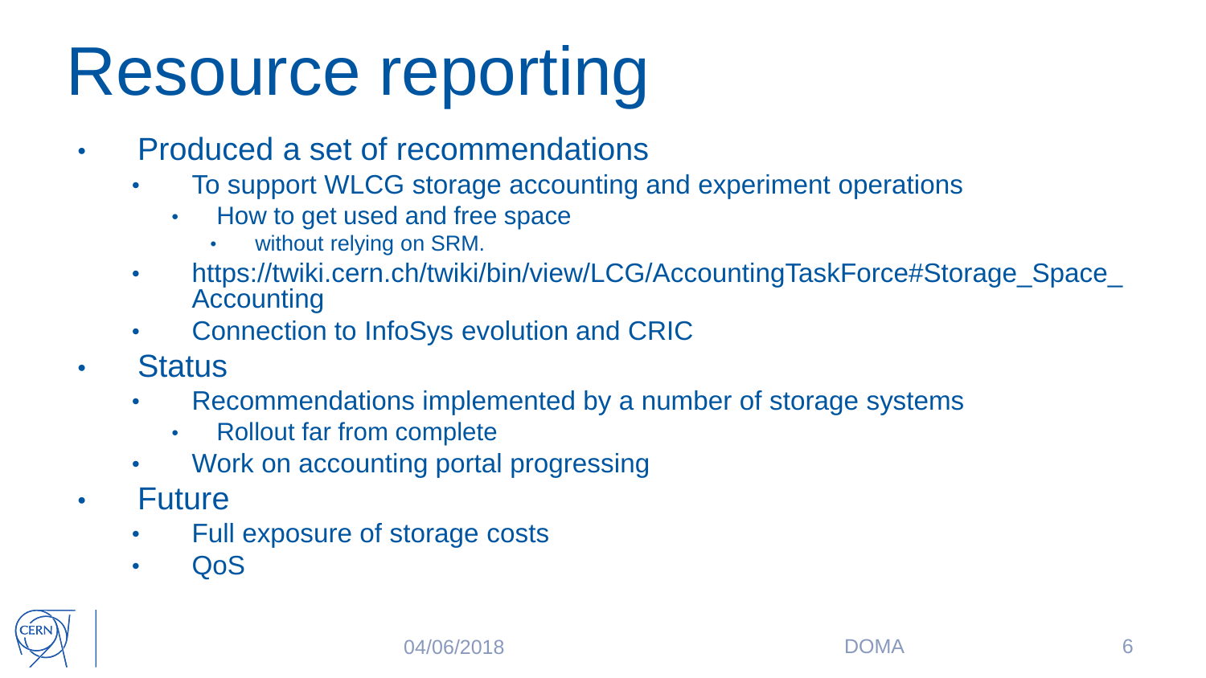# Resource reporting

- Produced a set of recommendations
  - To support WLCG storage accounting and experiment operations
    - How to get used and free space
      - without relying on SRM.
  - https://twiki.cern.ch/twiki/bin/view/LCG/AccountingTaskForce#Storage_Space_Accounting
  - Connection to InfoSys evolution and CRIC
- Status
  - Recommendations implemented by a number of storage systems
    - Rollout far from complete
  - Work on accounting portal progressing
- Future
  - Full exposure of storage costs
  - QoS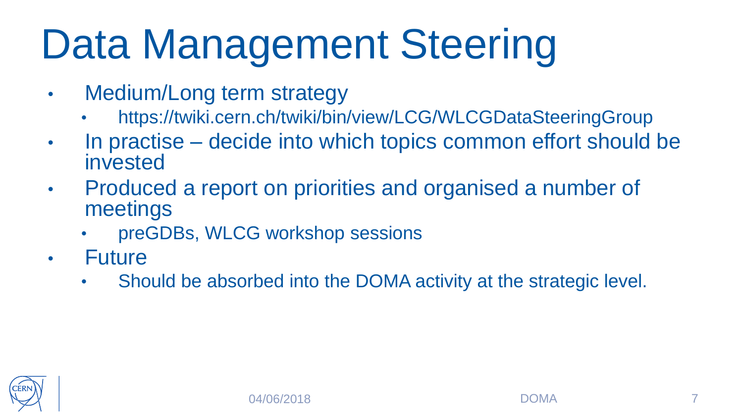# Data Management Steering

- Medium/Long term strategy
  - https://twiki.cern.ch/twiki/bin/view/LCG/WLCGDataSteeringGroup
- In practise – decide into which topics common effort should be invested
- Produced a report on priorities and organised a number of meetings
  - preGDBs, WLCG workshop sessions
- Future
  - Should be absorbed into the DOMA activity at the strategic level.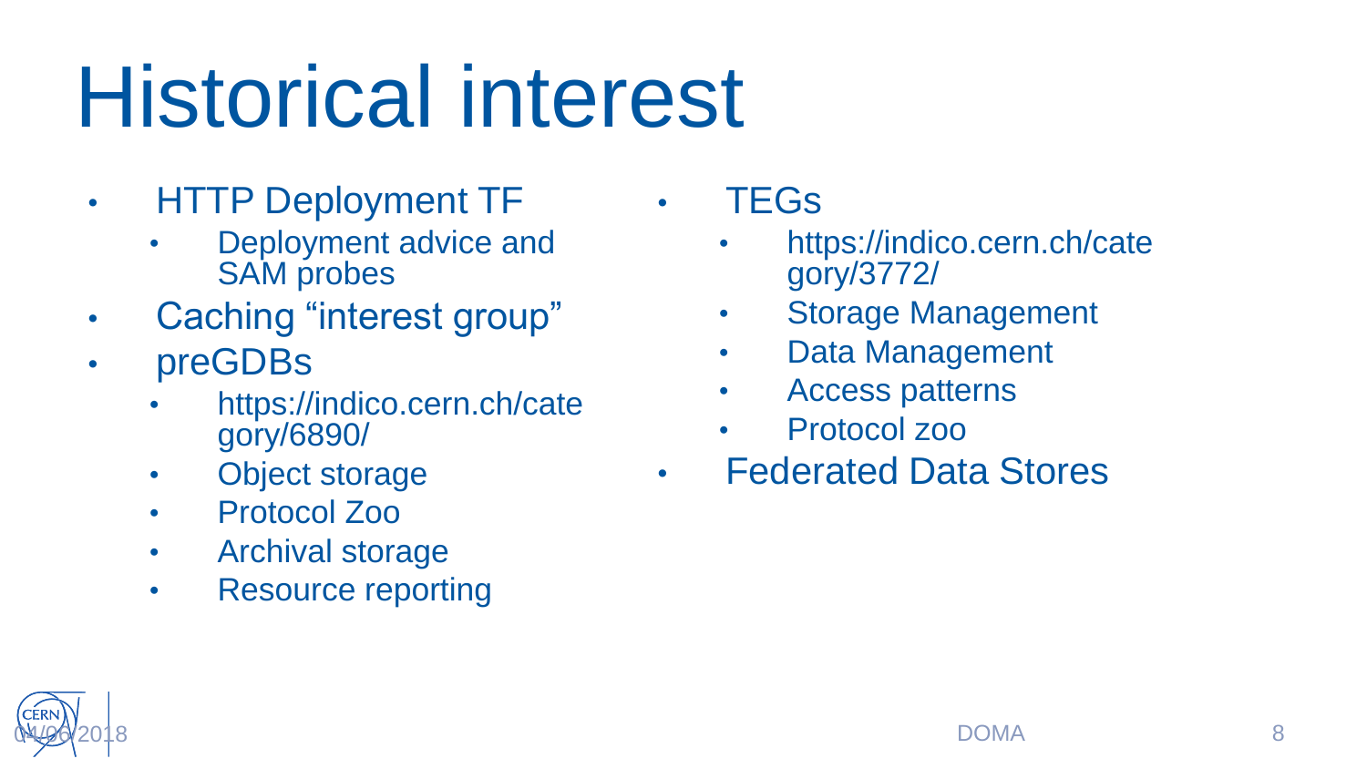# Historical interest

- HTTP Deployment TF
  - Deployment advice and SAM probes
- Caching “interest group”
- preGDBs
  - https://indico.cern.ch/category/6890/
  - Object storage
  - Protocol Zoo
  - Archival storage
  - Resource reporting
- TEGs
  - https://indico.cern.ch/category/3772/
  - Storage Management
  - Data Management
  - Access patterns
  - Protocol zoo
- Federated Data Stores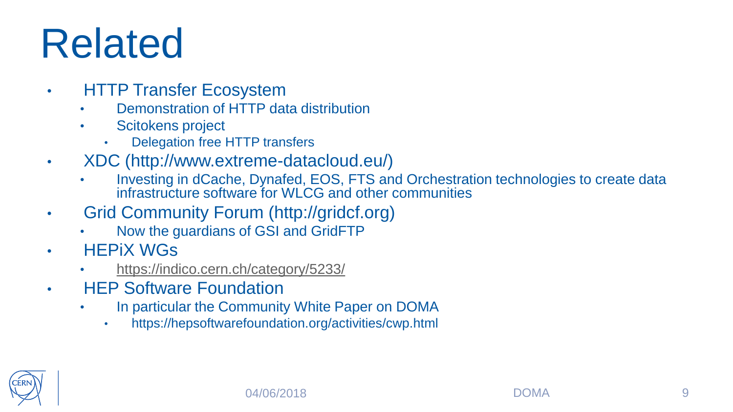# Related

- HTTP Transfer Ecosystem
  - Demonstration of HTTP data distribution
  - Scitokens project
    - Delegation free HTTP transfers
- XDC (http://www.extreme-datacloud.eu/)
  - Investing in dCache, Dynafed, EOS, FTS and Orchestration technologies to create data infrastructure software for WLCG and other communities
- Grid Community Forum (http://gridcf.org)
  - Now the guardians of GSI and GridFTP
- HEPiX WGs
  - https://indico.cern.ch/category/5233/
- HEP Software Foundation
  - In particular the Community White Paper on DOMA
    - https://hepsoftwarefoundation.org/activities/cwp.html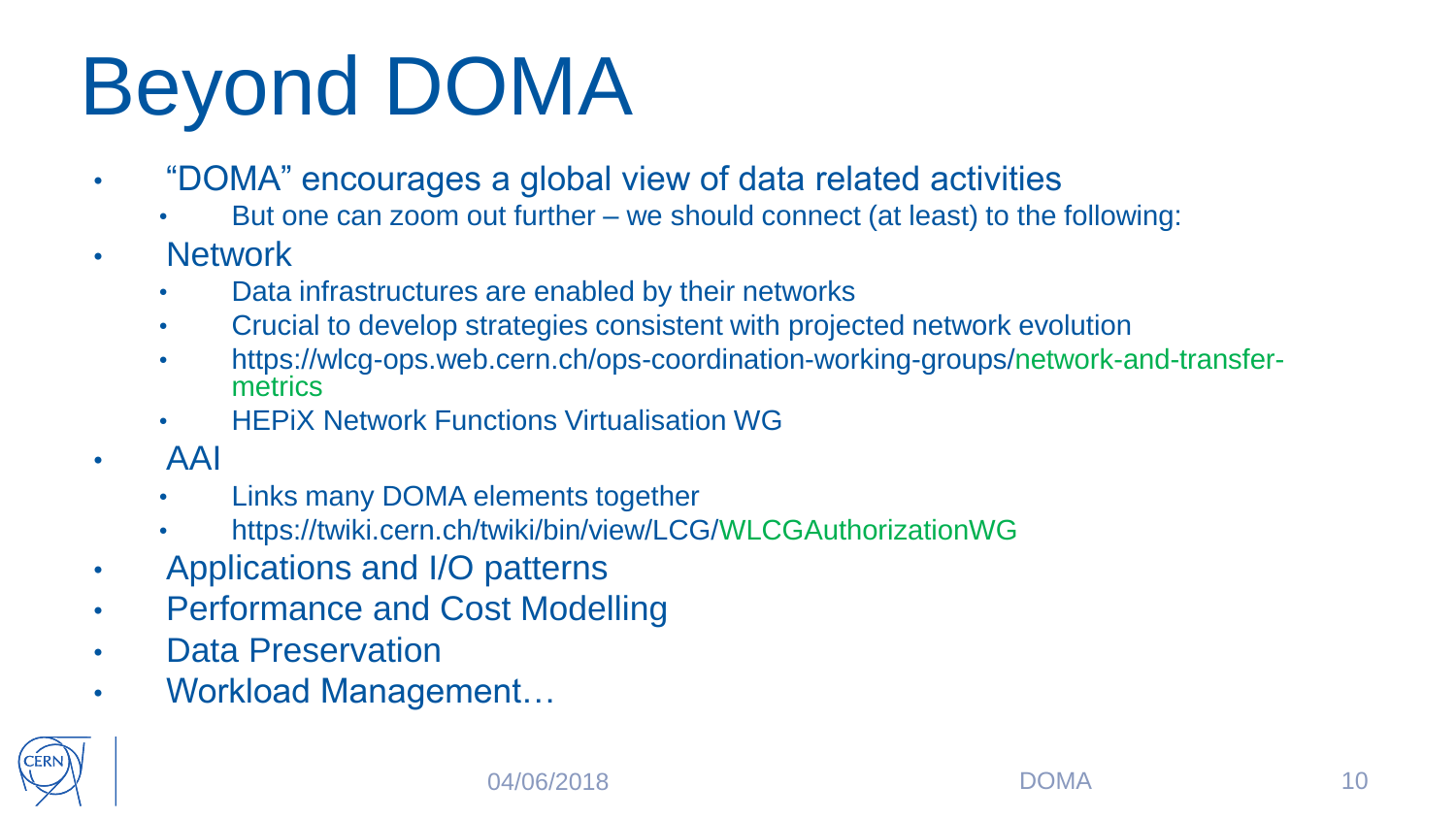# Beyond DOMA

- "DOMA" encourages a global view of data related activities
  - But one can zoom out further – we should connect (at least) to the following:
- Network
  - Data infrastructures are enabled by their networks
  - Crucial to develop strategies consistent with projected network evolution
  - https://wlcg-ops.web.cern.ch/ops-coordination-working-groups/network-and-transfer-metrics
  - HEPiX Network Functions Virtualisation WG
- AAI
  - Links many DOMA elements together
  - https://twiki.cern.ch/twiki/bin/view/LCG/WLCGAuthorizationWG
- Applications and I/O patterns
- Performance and Cost Modelling
- Data Preservation
- Workload Management…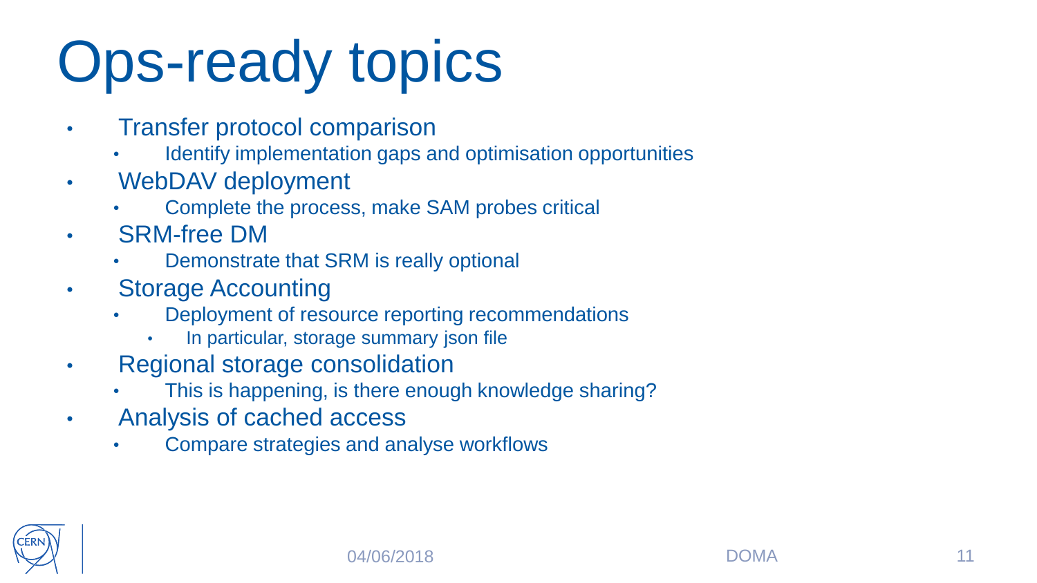# Ops-ready topics

- Transfer protocol comparison
  - Identify implementation gaps and optimisation opportunities
- WebDAV deployment
  - Complete the process, make SAM probes critical
- SRM-free DM
  - Demonstrate that SRM is really optional
- Storage Accounting
  - Deployment of resource reporting recommendations
    - In particular, storage summary json file
- Regional storage consolidation
  - This is happening, is there enough knowledge sharing?
- Analysis of cached access
  - Compare strategies and analyse workflows